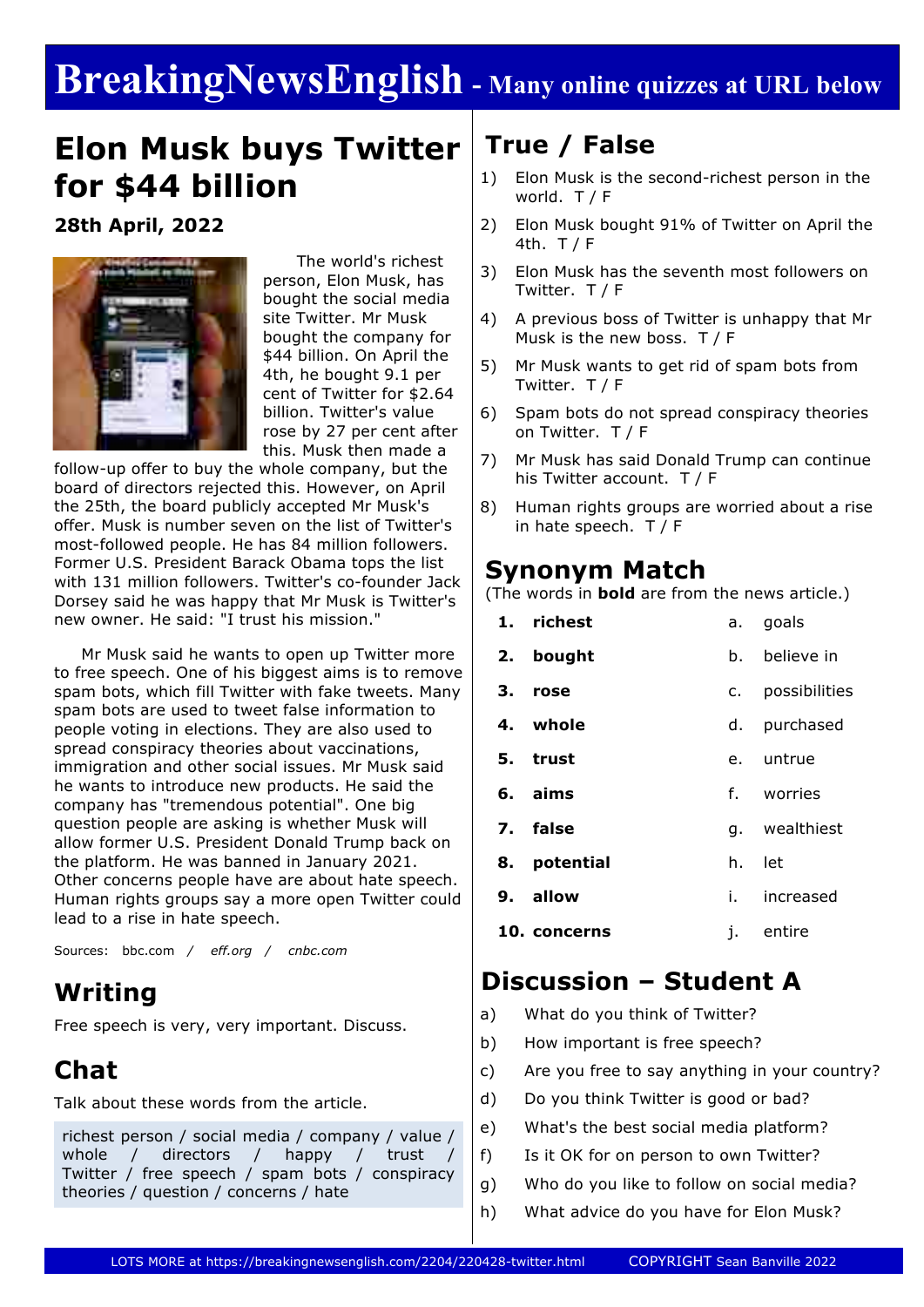# BreakingNewsEnglish - Many online quizzes at URL below

## Elon Musk buys Twitter for $44 billion

**28th April, 2022**

The world's richest person, Elon Musk, has bought the social media site Twitter. Mr Musk bought the company for $44 billion. On April the 4th, he bought 9.1 per cent of Twitter for $2.64 billion. Twitter's value rose by 27 per cent after this. Musk then made a follow-up offer to buy the whole company, but the board of directors rejected this. However, on April the 25th, the board publicly accepted Mr Musk's offer. Musk is number seven on the list of Twitter's most-followed people. He has 84 million followers. Former U.S. President Barack Obama tops the list with 131 million followers. Twitter's co-founder Jack Dorsey said he was happy that Mr Musk is Twitter's new owner. He said: "I trust his mission."

Mr Musk said he wants to open up Twitter more to free speech. One of his biggest aims is to remove spam bots, which fill Twitter with fake tweets. Many spam bots are used to tweet false information to people voting in elections. They are also used to spread conspiracy theories about vaccinations, immigration and other social issues. Mr Musk said he wants to introduce new products. He said the company has "tremendous potential". One big question people are asking is whether Musk will allow former U.S. President Donald Trump back on the platform. He was banned in January 2021. Other concerns people have are about hate speech. Human rights groups say a more open Twitter could lead to a rise in hate speech.

Sources: bbc.com / *eff.org* / *cnbc.com*

## Writing

Free speech is very, very important. Discuss.

## Chat

Talk about these words from the article.

richest person / social media / company / value / whole / directors / happy / trust / Twitter / free speech / spam bots / conspiracy theories / question / concerns / hate

## True / False

1) Elon Musk is the second-richest person in the world. T / F
2) Elon Musk bought 91% of Twitter on April the 4th. T / F
3) Elon Musk has the seventh most followers on Twitter. T / F
4) A previous boss of Twitter is unhappy that Mr Musk is the new boss. T / F
5) Mr Musk wants to get rid of spam bots from Twitter. T / F
6) Spam bots do not spread conspiracy theories on Twitter. T / F
7) Mr Musk has said Donald Trump can continue his Twitter account. T / F
8) Human rights groups are worried about a rise in hate speech. T / F

## Synonym Match

(The words in **bold** are from the news article.)

| | | | |
|---|---|---|---|
| 1. | **richest** | a. | goals |
| 2. | **bought** | b. | believe in |
| 3. | **rose** | c. | possibilities |
| 4. | **whole** | d. | purchased |
| 5. | **trust** | e. | untrue |
| 6. | **aims** | f. | worries |
| 7. | **false** | g. | wealthiest |
| 8. | **potential** | h. | let |
| 9. | **allow** | i. | increased |
| 10. | **concerns** | j. | entire |

## Discussion – Student A

a) What do you think of Twitter?
b) How important is free speech?
c) Are you free to say anything in your country?
d) Do you think Twitter is good or bad?
e) What's the best social media platform?
f) Is it OK for on person to own Twitter?
g) Who do you like to follow on social media?
h) What advice do you have for Elon Musk?

LOTS MORE at https://breakingnewsenglish.com/2204/220428-twitter.html COPYRIGHT Sean Banville 2022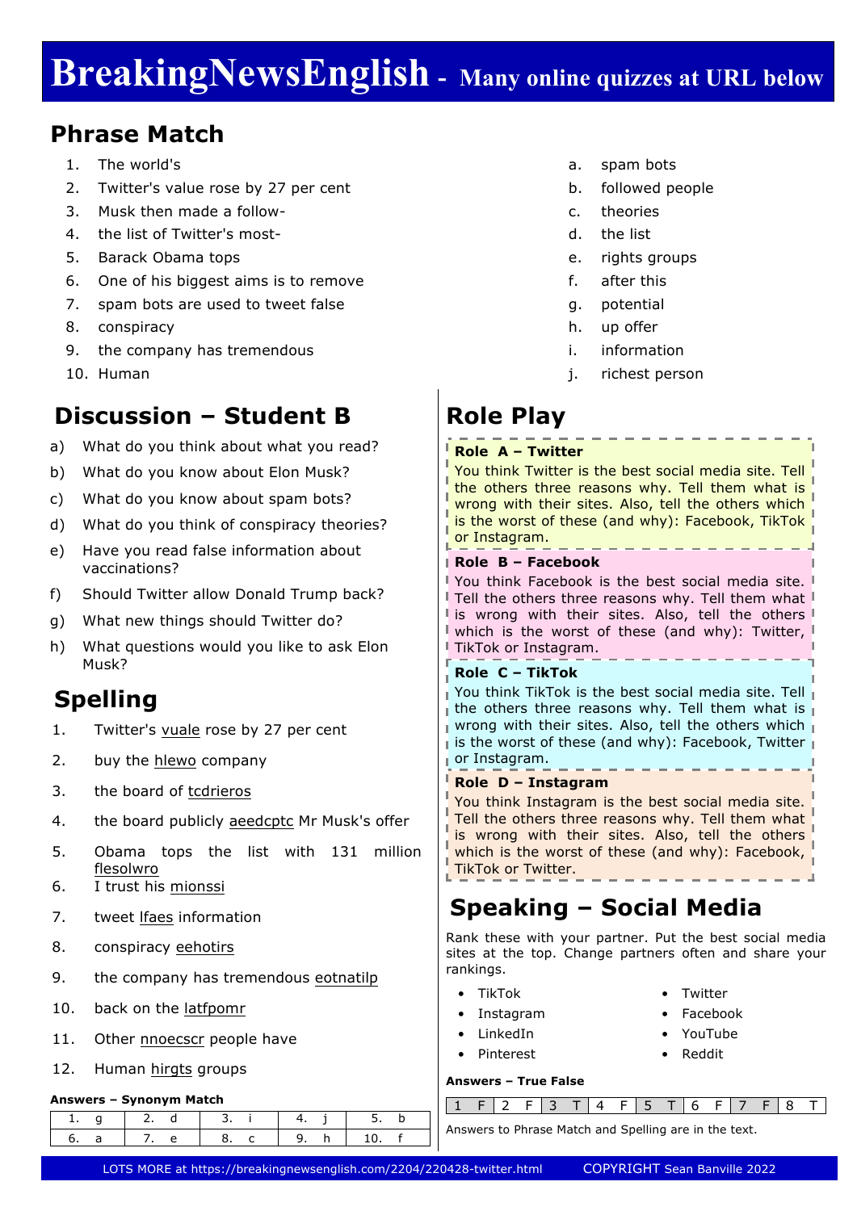# BreakingNewsEnglish - Many online quizzes at URL below

## Phrase Match

1. The world's
2. Twitter's value rose by 27 per cent
3. Musk then made a follow-
4. the list of Twitter's most-
5. Barack Obama tops
6. One of his biggest aims is to remove
7. spam bots are used to tweet false
8. conspiracy
9. the company has tremendous
10. Human

a. spam bots
b. followed people
c. theories
d. the list
e. rights groups
f. after this
g. potential
h. up offer
i. information
j. richest person

## Discussion – Student B

a) What do you think about what you read?
b) What do you know about Elon Musk?
c) What do you know about spam bots?
d) What do you think of conspiracy theories?
e) Have you read false information about vaccinations?
f) Should Twitter allow Donald Trump back?
g) What new things should Twitter do?
h) What questions would you like to ask Elon Musk?

## Spelling

1. Twitter's vuale rose by 27 per cent
2. buy the hlewo company
3. the board of tcdrieros
4. the board publicly aeedcptc Mr Musk's offer
5. Obama tops the list with 131 million flesolwro
6. I trust his mionssi
7. tweet lfaes information
8. conspiracy eehotirs
9. the company has tremendous eotnatilp
10. back on the latfpomr
11. Other nnoecscr people have
12. Human hirgts groups

**Answers – Synonym Match**

| | | | | |
|---|---|---|---|---|
| 1. g | 2. d | 3. i | 4. j | 5. b |
| 6. a | 7. e | 8. c | 9. h | 10. f |

## Role Play

**Role A – Twitter**
You think Twitter is the best social media site. Tell the others three reasons why. Tell them what is wrong with their sites. Also, tell the others which is the worst of these (and why): Facebook, TikTok or Instagram.

**Role B – Facebook**
You think Facebook is the best social media site. Tell the others three reasons why. Tell them what is wrong with their sites. Also, tell the others which is the worst of these (and why): Twitter, TikTok or Instagram.

**Role C – TikTok**
You think TikTok is the best social media site. Tell the others three reasons why. Tell them what is wrong with their sites. Also, tell the others which is the worst of these (and why): Facebook, Twitter or Instagram.

**Role D – Instagram**
You think Instagram is the best social media site. Tell the others three reasons why. Tell them what is wrong with their sites. Also, tell the others which is the worst of these (and why): Facebook, TikTok or Twitter.

## Speaking – Social Media

Rank these with your partner. Put the best social media sites at the top. Change partners often and share your rankings.

- TikTok
- Instagram
- LinkedIn
- Pinterest
- Twitter
- Facebook
- YouTube
- Reddit

**Answers – True False**

| | | | | | | | | | | | | | | | |
|---|---|---|---|---|---|---|---|---|---|---|---|---|---|---|---|
| 1 | F | 2 | F | 3 | T | 4 | F | 5 | T | 6 | F | 7 | F | 8 | T |

Answers to Phrase Match and Spelling are in the text.

LOTS MORE at https://breakingnewsenglish.com/2204/220428-twitter.html COPYRIGHT Sean Banville 2022